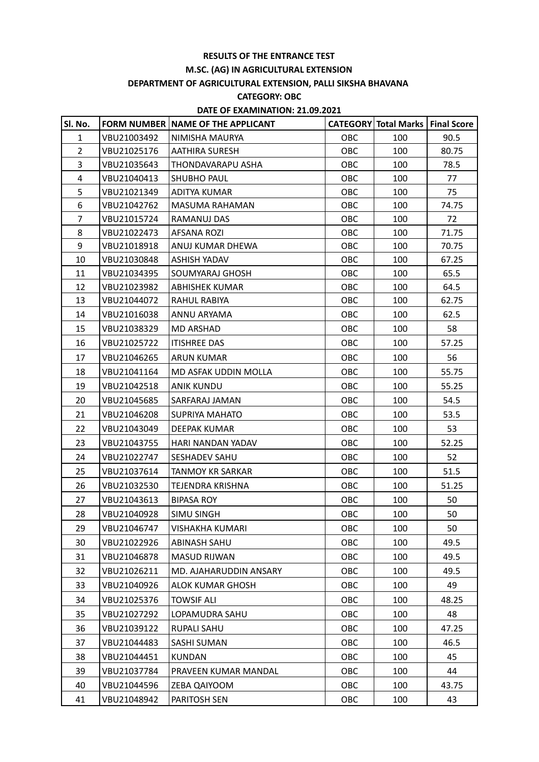**RESULTS OF THE ENTRANCE TEST**

**M.SC. (AG) IN AGRICULTURAL EXTENSION**

**DEPARTMENT OF AGRICULTURAL EXTENSION, PALLI SIKSHA BHAVANA**

**CATEGORY: OBC**

**DATE OF EXAMINATION: 21.09.2021**

| Sl. No. | FORM NUMBER | NAME OF THE APPLICANT | CATEGORY | Total Marks | Final Score |
|---|---|---|---|---|---|
| 1 | VBU21003492 | NIMISHA MAURYA | OBC | 100 | 90.5 |
| 2 | VBU21025176 | AATHIRA SURESH | OBC | 100 | 80.75 |
| 3 | VBU21035643 | THONDAVARAPU ASHA | OBC | 100 | 78.5 |
| 4 | VBU21040413 | SHUBHO PAUL | OBC | 100 | 77 |
| 5 | VBU21021349 | ADITYA KUMAR | OBC | 100 | 75 |
| 6 | VBU21042762 | MASUMA RAHAMAN | OBC | 100 | 74.75 |
| 7 | VBU21015724 | RAMANUJ DAS | OBC | 100 | 72 |
| 8 | VBU21022473 | AFSANA ROZI | OBC | 100 | 71.75 |
| 9 | VBU21018918 | ANUJ KUMAR DHEWA | OBC | 100 | 70.75 |
| 10 | VBU21030848 | ASHISH YADAV | OBC | 100 | 67.25 |
| 11 | VBU21034395 | SOUMYARAJ GHOSH | OBC | 100 | 65.5 |
| 12 | VBU21023982 | ABHISHEK KUMAR | OBC | 100 | 64.5 |
| 13 | VBU21044072 | RAHUL RABIYA | OBC | 100 | 62.75 |
| 14 | VBU21016038 | ANNU ARYAMA | OBC | 100 | 62.5 |
| 15 | VBU21038329 | MD ARSHAD | OBC | 100 | 58 |
| 16 | VBU21025722 | ITISHREE DAS | OBC | 100 | 57.25 |
| 17 | VBU21046265 | ARUN KUMAR | OBC | 100 | 56 |
| 18 | VBU21041164 | MD ASFAK UDDIN MOLLA | OBC | 100 | 55.75 |
| 19 | VBU21042518 | ANIK KUNDU | OBC | 100 | 55.25 |
| 20 | VBU21045685 | SARFARAJ JAMAN | OBC | 100 | 54.5 |
| 21 | VBU21046208 | SUPRIYA MAHATO | OBC | 100 | 53.5 |
| 22 | VBU21043049 | DEEPAK KUMAR | OBC | 100 | 53 |
| 23 | VBU21043755 | HARI NANDAN YADAV | OBC | 100 | 52.25 |
| 24 | VBU21022747 | SESHADEV SAHU | OBC | 100 | 52 |
| 25 | VBU21037614 | TANMOY KR SARKAR | OBC | 100 | 51.5 |
| 26 | VBU21032530 | TEJENDRA KRISHNA | OBC | 100 | 51.25 |
| 27 | VBU21043613 | BIPASA ROY | OBC | 100 | 50 |
| 28 | VBU21040928 | SIMU SINGH | OBC | 100 | 50 |
| 29 | VBU21046747 | VISHAKHA KUMARI | OBC | 100 | 50 |
| 30 | VBU21022926 | ABINASH SAHU | OBC | 100 | 49.5 |
| 31 | VBU21046878 | MASUD RIJWAN | OBC | 100 | 49.5 |
| 32 | VBU21026211 | MD. AJAHARUDDIN ANSARY | OBC | 100 | 49.5 |
| 33 | VBU21040926 | ALOK KUMAR GHOSH | OBC | 100 | 49 |
| 34 | VBU21025376 | TOWSIF ALI | OBC | 100 | 48.25 |
| 35 | VBU21027292 | LOPAMUDRA SAHU | OBC | 100 | 48 |
| 36 | VBU21039122 | RUPALI SAHU | OBC | 100 | 47.25 |
| 37 | VBU21044483 | SASHI SUMAN | OBC | 100 | 46.5 |
| 38 | VBU21044451 | KUNDAN | OBC | 100 | 45 |
| 39 | VBU21037784 | PRAVEEN KUMAR MANDAL | OBC | 100 | 44 |
| 40 | VBU21044596 | ZEBA QAIYOOM | OBC | 100 | 43.75 |
| 41 | VBU21048942 | PARITOSH SEN | OBC | 100 | 43 |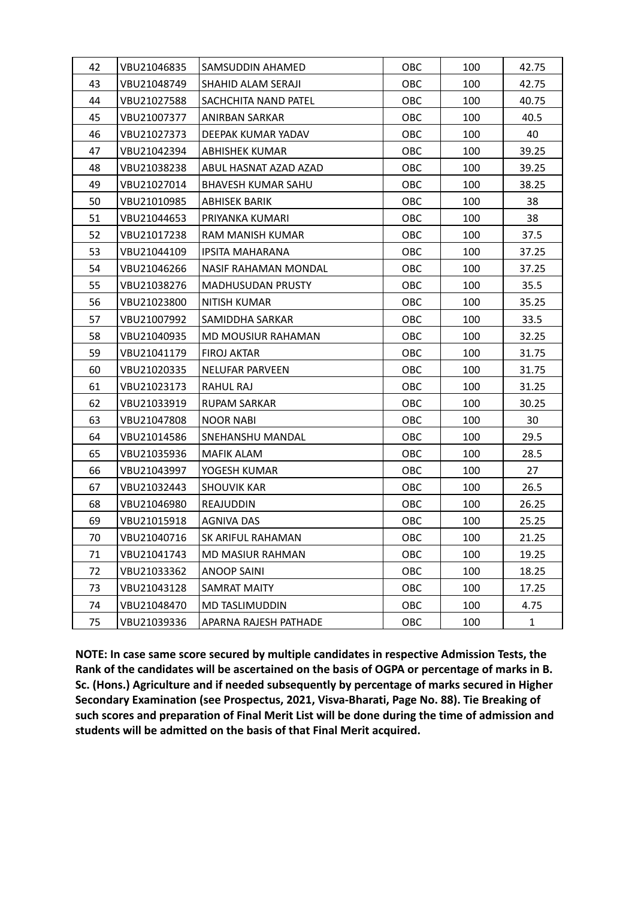| | | | | | |
|---|---|---|---|---|---|
| 42 | VBU21046835 | SAMSUDDIN AHAMED | OBC | 100 | 42.75 |
| 43 | VBU21048749 | SHAHID ALAM SERAJI | OBC | 100 | 42.75 |
| 44 | VBU21027588 | SACHCHITA NAND PATEL | OBC | 100 | 40.75 |
| 45 | VBU21007377 | ANIRBAN SARKAR | OBC | 100 | 40.5 |
| 46 | VBU21027373 | DEEPAK KUMAR YADAV | OBC | 100 | 40 |
| 47 | VBU21042394 | ABHISHEK KUMAR | OBC | 100 | 39.25 |
| 48 | VBU21038238 | ABUL HASNAT AZAD AZAD | OBC | 100 | 39.25 |
| 49 | VBU21027014 | BHAVESH KUMAR SAHU | OBC | 100 | 38.25 |
| 50 | VBU21010985 | ABHISEK BARIK | OBC | 100 | 38 |
| 51 | VBU21044653 | PRIYANKA KUMARI | OBC | 100 | 38 |
| 52 | VBU21017238 | RAM MANISH KUMAR | OBC | 100 | 37.5 |
| 53 | VBU21044109 | IPSITA MAHARANA | OBC | 100 | 37.25 |
| 54 | VBU21046266 | NASIF RAHAMAN MONDAL | OBC | 100 | 37.25 |
| 55 | VBU21038276 | MADHUSUDAN PRUSTY | OBC | 100 | 35.5 |
| 56 | VBU21023800 | NITISH KUMAR | OBC | 100 | 35.25 |
| 57 | VBU21007992 | SAMIDDHA SARKAR | OBC | 100 | 33.5 |
| 58 | VBU21040935 | MD MOUSIUR RAHAMAN | OBC | 100 | 32.25 |
| 59 | VBU21041179 | FIROJ AKTAR | OBC | 100 | 31.75 |
| 60 | VBU21020335 | NELUFAR PARVEEN | OBC | 100 | 31.75 |
| 61 | VBU21023173 | RAHUL RAJ | OBC | 100 | 31.25 |
| 62 | VBU21033919 | RUPAM SARKAR | OBC | 100 | 30.25 |
| 63 | VBU21047808 | NOOR NABI | OBC | 100 | 30 |
| 64 | VBU21014586 | SNEHANSHU MANDAL | OBC | 100 | 29.5 |
| 65 | VBU21035936 | MAFIK ALAM | OBC | 100 | 28.5 |
| 66 | VBU21043997 | YOGESH KUMAR | OBC | 100 | 27 |
| 67 | VBU21032443 | SHOUVIK KAR | OBC | 100 | 26.5 |
| 68 | VBU21046980 | REAJUDDIN | OBC | 100 | 26.25 |
| 69 | VBU21015918 | AGNIVA DAS | OBC | 100 | 25.25 |
| 70 | VBU21040716 | SK ARIFUL RAHAMAN | OBC | 100 | 21.25 |
| 71 | VBU21041743 | MD MASIUR RAHMAN | OBC | 100 | 19.25 |
| 72 | VBU21033362 | ANOOP SAINI | OBC | 100 | 18.25 |
| 73 | VBU21043128 | SAMRAT MAITY | OBC | 100 | 17.25 |
| 74 | VBU21048470 | MD TASLIMUDDIN | OBC | 100 | 4.75 |
| 75 | VBU21039336 | APARNA RAJESH PATHADE | OBC | 100 | 1 |

**NOTE: In case same score secured by multiple candidates in respective Admission Tests, the Rank of the candidates will be ascertained on the basis of OGPA or percentage of marks in B. Sc. (Hons.) Agriculture and if needed subsequently by percentage of marks secured in Higher Secondary Examination (see Prospectus, 2021, Visva-Bharati, Page No. 88). Tie Breaking of such scores and preparation of Final Merit List will be done during the time of admission and students will be admitted on the basis of that Final Merit acquired.**